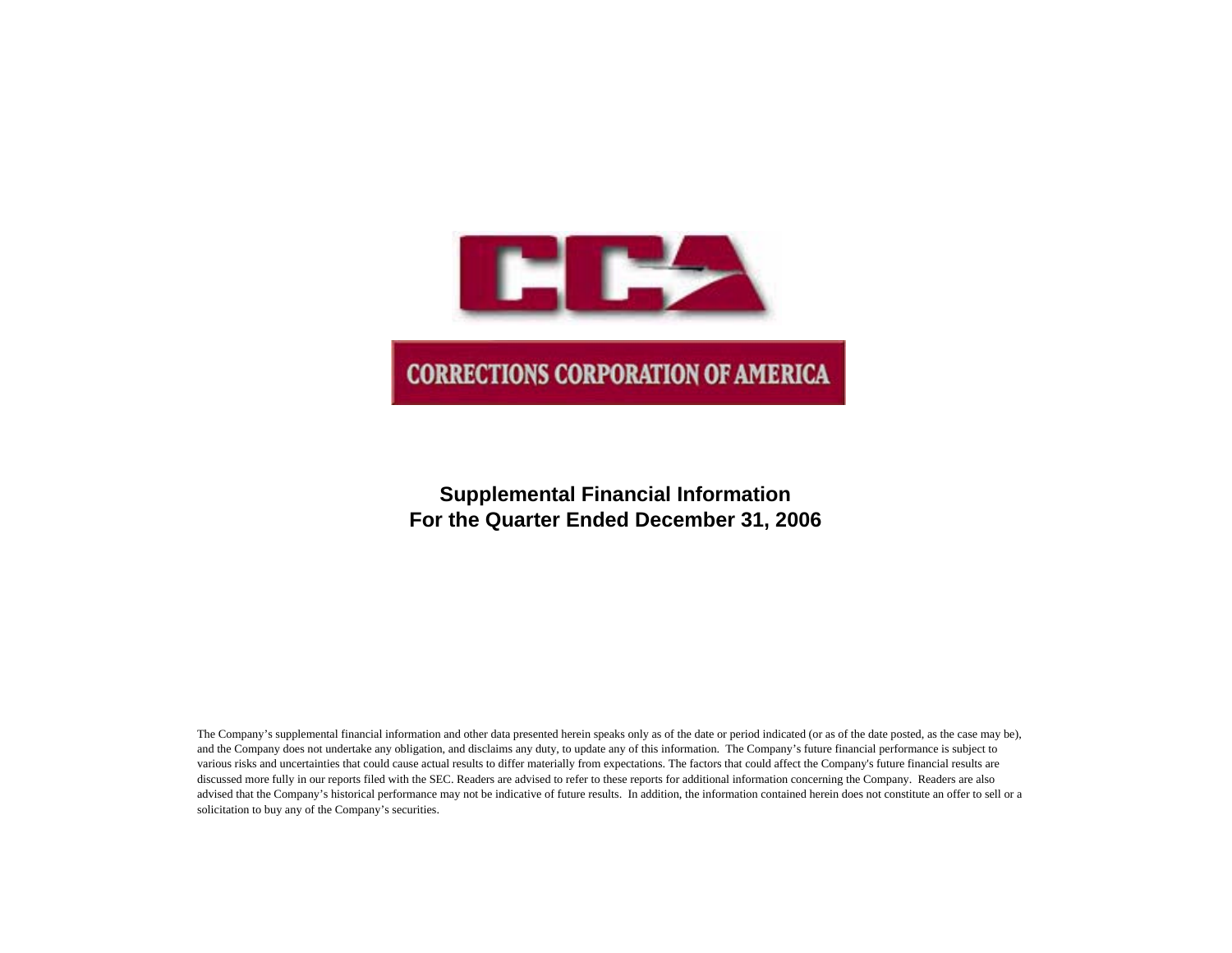# CORRECTIONS CORPORATION OF AMERICA

## Supplemental Financial Information
## For the Quarter Ended December 31, 2006

The Company's supplemental financial information and other data presented herein speaks only as of the date or period indicated (or as of the date posted, as the case may be), and the Company does not undertake any obligation, and disclaims any duty, to update any of this information. The Company's future financial performance is subject to various risks and uncertainties that could cause actual results to differ materially from expectations. The factors that could affect the Company's future financial results are discussed more fully in our reports filed with the SEC. Readers are advised to refer to these reports for additional information concerning the Company. Readers are also advised that the Company's historical performance may not be indicative of future results. In addition, the information contained herein does not constitute an offer to sell or a solicitation to buy any of the Company's securities.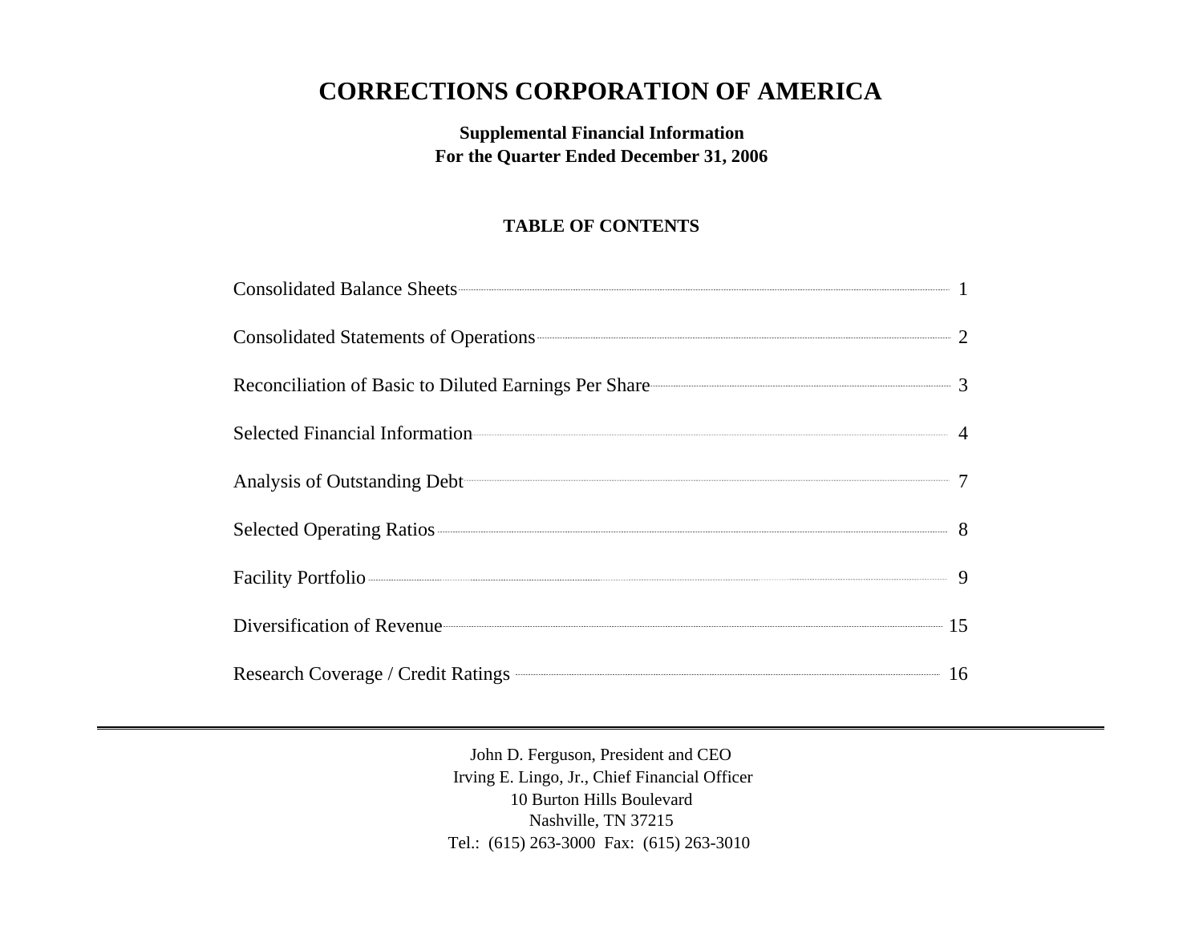# CORRECTIONS CORPORATION OF AMERICA

**Supplemental Financial Information**
**For the Quarter Ended December 31, 2006**

## TABLE OF CONTENTS

| | |
|---|---|
| Consolidated Balance Sheets | 1 |
| Consolidated Statements of Operations | 2 |
| Reconciliation of Basic to Diluted Earnings Per Share | 3 |
| Selected Financial Information | 4 |
| Analysis of Outstanding Debt | 7 |
| Selected Operating Ratios | 8 |
| Facility Portfolio | 9 |
| Diversification of Revenue | 15 |
| Research Coverage / Credit Ratings | 16 |

---

John D. Ferguson, President and CEO
Irving E. Lingo, Jr., Chief Financial Officer
10 Burton Hills Boulevard
Nashville, TN 37215
Tel.: (615) 263-3000 Fax: (615) 263-3010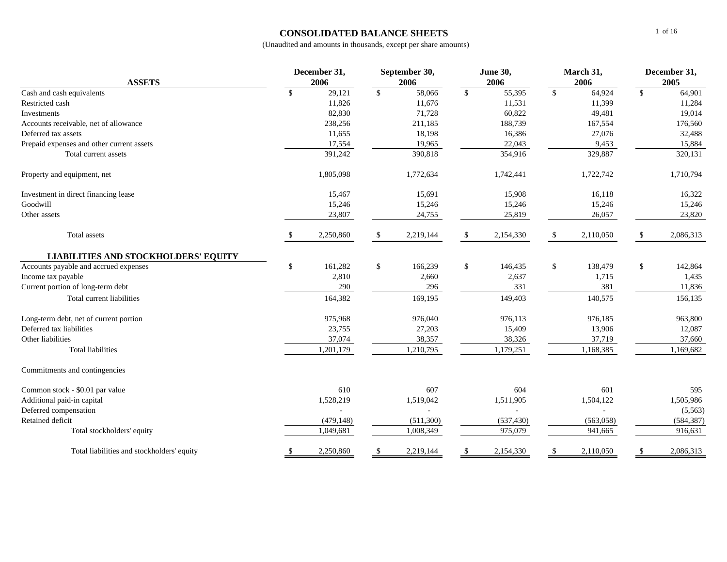# CONSOLIDATED BALANCE SHEETS

(Unaudited and amounts in thousands, except per share amounts)

| ASSETS | December 31, 2006 | September 30, 2006 | June 30, 2006 | March 31, 2006 | December 31, 2005 |
|---|---|---|---|---|---|
| Cash and cash equivalents | $ 29,121 | $ 58,066 | $ 55,395 | $ 64,924 | $ 64,901 |
| Restricted cash | 11,826 | 11,676 | 11,531 | 11,399 | 11,284 |
| Investments | 82,830 | 71,728 | 60,822 | 49,481 | 19,014 |
| Accounts receivable, net of allowance | 238,256 | 211,185 | 188,739 | 167,554 | 176,560 |
| Deferred tax assets | 11,655 | 18,198 | 16,386 | 27,076 | 32,488 |
| Prepaid expenses and other current assets | 17,554 | 19,965 | 22,043 | 9,453 | 15,884 |
| Total current assets | 391,242 | 390,818 | 354,916 | 329,887 | 320,131 |
| Property and equipment, net | 1,805,098 | 1,772,634 | 1,742,441 | 1,722,742 | 1,710,794 |
| Investment in direct financing lease | 15,467 | 15,691 | 15,908 | 16,118 | 16,322 |
| Goodwill | 15,246 | 15,246 | 15,246 | 15,246 | 15,246 |
| Other assets | 23,807 | 24,755 | 25,819 | 26,057 | 23,820 |
| Total assets | $ 2,250,860 | $ 2,219,144 | $ 2,154,330 | $ 2,110,050 | $ 2,086,313 |
| **LIABILITIES AND STOCKHOLDERS' EQUITY** | | | | | |
| Accounts payable and accrued expenses | $ 161,282 | $ 166,239 | $ 146,435 | $ 138,479 | $ 142,864 |
| Income tax payable | 2,810 | 2,660 | 2,637 | 1,715 | 1,435 |
| Current portion of long-term debt | 290 | 296 | 331 | 381 | 11,836 |
| Total current liabilities | 164,382 | 169,195 | 149,403 | 140,575 | 156,135 |
| Long-term debt, net of current portion | 975,968 | 976,040 | 976,113 | 976,185 | 963,800 |
| Deferred tax liabilities | 23,755 | 27,203 | 15,409 | 13,906 | 12,087 |
| Other liabilities | 37,074 | 38,357 | 38,326 | 37,719 | 37,660 |
| Total liabilities | 1,201,179 | 1,210,795 | 1,179,251 | 1,168,385 | 1,169,682 |
| Commitments and contingencies | | | | | |
| Common stock - $0.01 par value | 610 | 607 | 604 | 601 | 595 |
| Additional paid-in capital | 1,528,219 | 1,519,042 | 1,511,905 | 1,504,122 | 1,505,986 |
| Deferred compensation | - | - | - | - | (5,563) |
| Retained deficit | (479,148) | (511,300) | (537,430) | (563,058) | (584,387) |
| Total stockholders' equity | 1,049,681 | 1,008,349 | 975,079 | 941,665 | 916,631 |
| Total liabilities and stockholders' equity | $ 2,250,860 | $ 2,219,144 | $ 2,154,330 | $ 2,110,050 | $ 2,086,313 |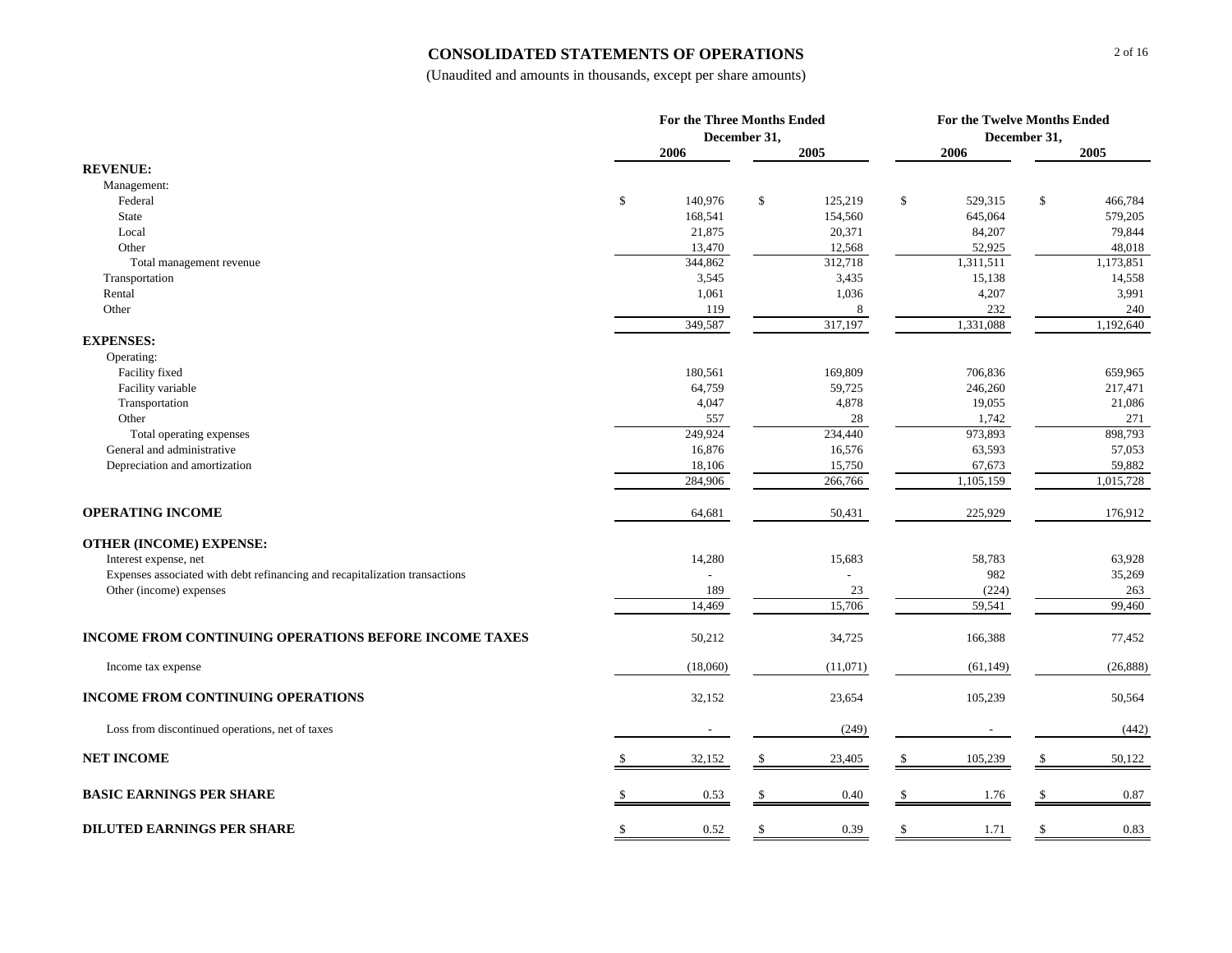# CONSOLIDATED STATEMENTS OF OPERATIONS

(Unaudited and amounts in thousands, except per share amounts)

| | For the Three Months Ended December 31, | | For the Twelve Months Ended December 31, | |
|---|---|---|---|---|
| | 2006 | 2005 | 2006 | 2005 |
| **REVENUE:** | | | | |
| Management: | | | | |
| Federal | $ 140,976 | $ 125,219 | $ 529,315 | $ 466,784 |
| State | 168,541 | 154,560 | 645,064 | 579,205 |
| Local | 21,875 | 20,371 | 84,207 | 79,844 |
| Other | 13,470 | 12,568 | 52,925 | 48,018 |
| Total management revenue | 344,862 | 312,718 | 1,311,511 | 1,173,851 |
| Transportation | 3,545 | 3,435 | 15,138 | 14,558 |
| Rental | 1,061 | 1,036 | 4,207 | 3,991 |
| Other | 119 | 8 | 232 | 240 |
| | 349,587 | 317,197 | 1,331,088 | 1,192,640 |
| **EXPENSES:** | | | | |
| Operating: | | | | |
| Facility fixed | 180,561 | 169,809 | 706,836 | 659,965 |
| Facility variable | 64,759 | 59,725 | 246,260 | 217,471 |
| Transportation | 4,047 | 4,878 | 19,055 | 21,086 |
| Other | 557 | 28 | 1,742 | 271 |
| Total operating expenses | 249,924 | 234,440 | 973,893 | 898,793 |
| General and administrative | 16,876 | 16,576 | 63,593 | 57,053 |
| Depreciation and amortization | 18,106 | 15,750 | 67,673 | 59,882 |
| | 284,906 | 266,766 | 1,105,159 | 1,015,728 |
| **OPERATING INCOME** | 64,681 | 50,431 | 225,929 | 176,912 |
| **OTHER (INCOME) EXPENSE:** | | | | |
| Interest expense, net | 14,280 | 15,683 | 58,783 | 63,928 |
| Expenses associated with debt refinancing and recapitalization transactions | - | - | 982 | 35,269 |
| Other (income) expenses | 189 | 23 | (224) | 263 |
| | 14,469 | 15,706 | 59,541 | 99,460 |
| **INCOME FROM CONTINUING OPERATIONS BEFORE INCOME TAXES** | 50,212 | 34,725 | 166,388 | 77,452 |
| Income tax expense | (18,060) | (11,071) | (61,149) | (26,888) |
| **INCOME FROM CONTINUING OPERATIONS** | 32,152 | 23,654 | 105,239 | 50,564 |
| Loss from discontinued operations, net of taxes | - | (249) | - | (442) |
| **NET INCOME** | $ 32,152 | $ 23,405 | $ 105,239 | $ 50,122 |
| **BASIC EARNINGS PER SHARE** | $ 0.53 | $ 0.40 | $ 1.76 | $ 0.87 |
| **DILUTED EARNINGS PER SHARE** | $ 0.52 | $ 0.39 | $ 1.71 | $ 0.83 |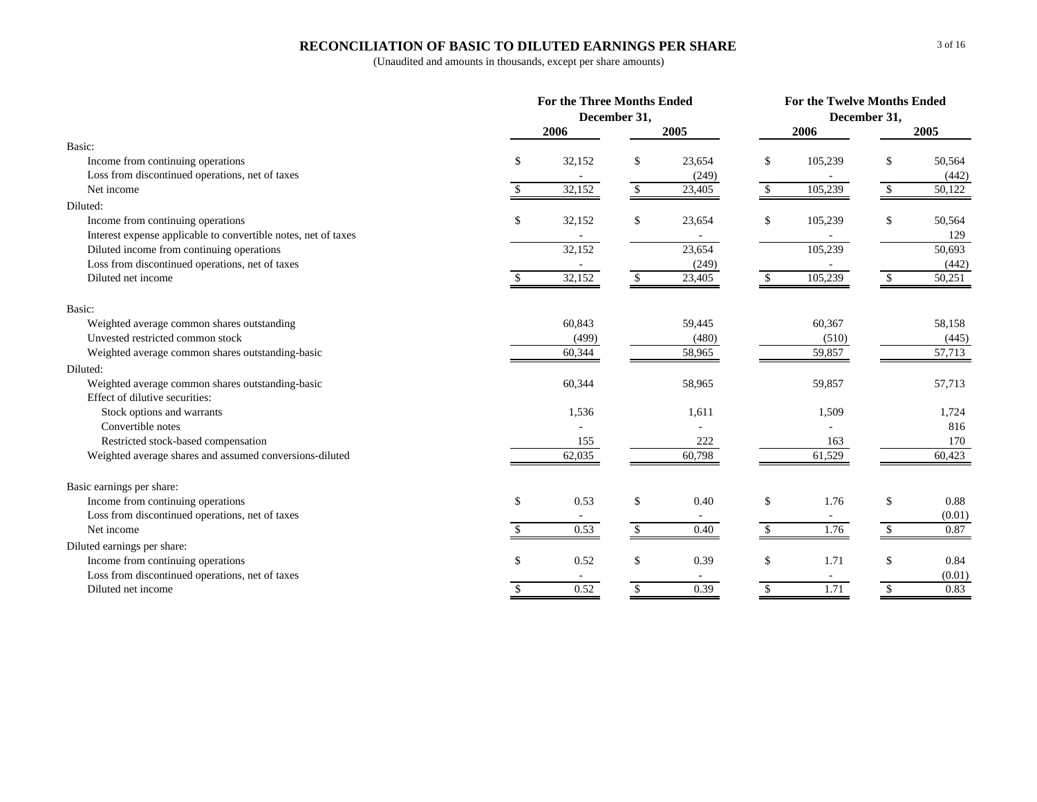# RECONCILIATION OF BASIC TO DILUTED EARNINGS PER SHARE

(Unaudited and amounts in thousands, except per share amounts)

| | For the Three Months Ended December 31, | | For the Twelve Months Ended December 31, | |
|---|---|---|---|---|
| | 2006 | 2005 | 2006 | 2005 |
| **Basic:** | | | | |
| Income from continuing operations | $ 32,152 | $ 23,654 | $ 105,239 | $ 50,564 |
| Loss from discontinued operations, net of taxes | - | (249) | - | (442) |
| Net income | $ 32,152 | $ 23,405 | $ 105,239 | $ 50,122 |
| **Diluted:** | | | | |
| Income from continuing operations | $ 32,152 | $ 23,654 | $ 105,239 | $ 50,564 |
| Interest expense applicable to convertible notes, net of taxes | - | - | - | 129 |
| Diluted income from continuing operations | 32,152 | 23,654 | 105,239 | 50,693 |
| Loss from discontinued operations, net of taxes | - | (249) | - | (442) |
| Diluted net income | $ 32,152 | $ 23,405 | $ 105,239 | $ 50,251 |
| **Basic:** | | | | |
| Weighted average common shares outstanding | 60,843 | 59,445 | 60,367 | 58,158 |
| Unvested restricted common stock | (499) | (480) | (510) | (445) |
| Weighted average common shares outstanding-basic | 60,344 | 58,965 | 59,857 | 57,713 |
| **Diluted:** | | | | |
| Weighted average common shares outstanding-basic | 60,344 | 58,965 | 59,857 | 57,713 |
| Effect of dilutive securities: | | | | |
| Stock options and warrants | 1,536 | 1,611 | 1,509 | 1,724 |
| Convertible notes | - | - | - | 816 |
| Restricted stock-based compensation | 155 | 222 | 163 | 170 |
| Weighted average shares and assumed conversions-diluted | 62,035 | 60,798 | 61,529 | 60,423 |
| **Basic earnings per share:** | | | | |
| Income from continuing operations | $ 0.53 | $ 0.40 | $ 1.76 | $ 0.88 |
| Loss from discontinued operations, net of taxes | - | - | - | (0.01) |
| Net income | $ 0.53 | $ 0.40 | $ 1.76 | $ 0.87 |
| **Diluted earnings per share:** | | | | |
| Income from continuing operations | $ 0.52 | $ 0.39 | $ 1.71 | $ 0.84 |
| Loss from discontinued operations, net of taxes | - | - | - | (0.01) |
| Diluted net income | $ 0.52 | $ 0.39 | $ 1.71 | $ 0.83 |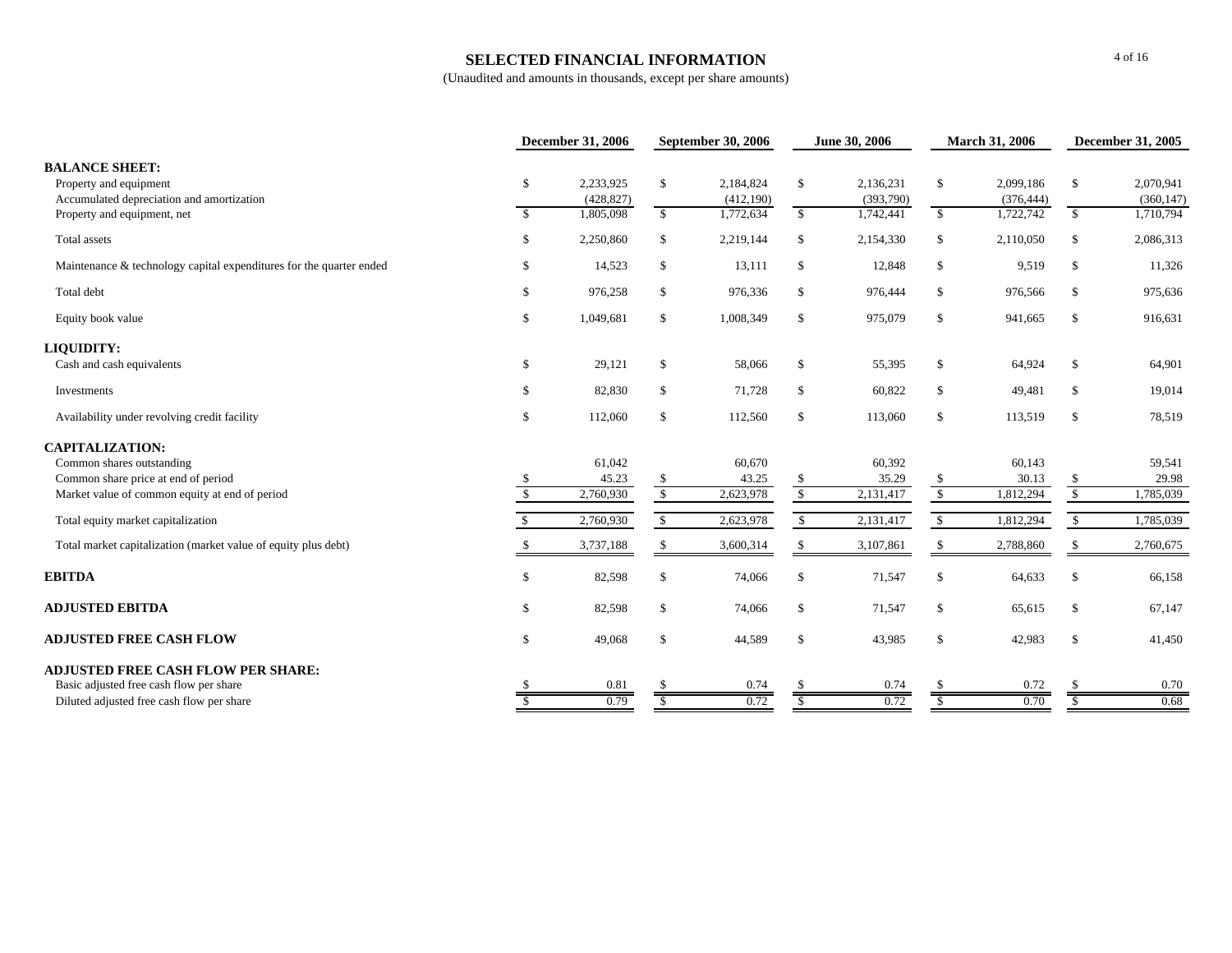## SELECTED FINANCIAL INFORMATION

(Unaudited and amounts in thousands, except per share amounts)

| | December 31, 2006 | September 30, 2006 | June 30, 2006 | March 31, 2006 | December 31, 2005 |
|---|---|---|---|---|---|
| **BALANCE SHEET:** | | | | | |
| Property and equipment | $ 2,233,925 | $ 2,184,824 | $ 2,136,231 | $ 2,099,186 | $ 2,070,941 |
| Accumulated depreciation and amortization | (428,827) | (412,190) | (393,790) | (376,444) | (360,147) |
| Property and equipment, net | $ 1,805,098 | $ 1,772,634 | $ 1,742,441 | $ 1,722,742 | $ 1,710,794 |
| Total assets | $ 2,250,860 | $ 2,219,144 | $ 2,154,330 | $ 2,110,050 | $ 2,086,313 |
| Maintenance & technology capital expenditures for the quarter ended | $ 14,523 | $ 13,111 | $ 12,848 | $ 9,519 | $ 11,326 |
| Total debt | $ 976,258 | $ 976,336 | $ 976,444 | $ 976,566 | $ 975,636 |
| Equity book value | $ 1,049,681 | $ 1,008,349 | $ 975,079 | $ 941,665 | $ 916,631 |
| **LIQUIDITY:** | | | | | |
| Cash and cash equivalents | $ 29,121 | $ 58,066 | $ 55,395 | $ 64,924 | $ 64,901 |
| Investments | $ 82,830 | $ 71,728 | $ 60,822 | $ 49,481 | $ 19,014 |
| Availability under revolving credit facility | $ 112,060 | $ 112,560 | $ 113,060 | $ 113,519 | $ 78,519 |
| **CAPITALIZATION:** | | | | | |
| Common shares outstanding | 61,042 | 60,670 | 60,392 | 60,143 | 59,541 |
| Common share price at end of period | $ 45.23 | $ 43.25 | $ 35.29 | $ 30.13 | $ 29.98 |
| Market value of common equity at end of period | $ 2,760,930 | $ 2,623,978 | $ 2,131,417 | $ 1,812,294 | $ 1,785,039 |
| Total equity market capitalization | $ 2,760,930 | $ 2,623,978 | $ 2,131,417 | $ 1,812,294 | $ 1,785,039 |
| Total market capitalization (market value of equity plus debt) | $ 3,737,188 | $ 3,600,314 | $ 3,107,861 | $ 2,788,860 | $ 2,760,675 |
| **EBITDA** | $ 82,598 | $ 74,066 | $ 71,547 | $ 64,633 | $ 66,158 |
| **ADJUSTED EBITDA** | $ 82,598 | $ 74,066 | $ 71,547 | $ 65,615 | $ 67,147 |
| **ADJUSTED FREE CASH FLOW** | $ 49,068 | $ 44,589 | $ 43,985 | $ 42,983 | $ 41,450 |
| **ADJUSTED FREE CASH FLOW PER SHARE:** | | | | | |
| Basic adjusted free cash flow per share | $ 0.81 | $ 0.74 | $ 0.74 | $ 0.72 | $ 0.70 |
| Diluted adjusted free cash flow per share | $ 0.79 | $ 0.72 | $ 0.72 | $ 0.70 | $ 0.68 |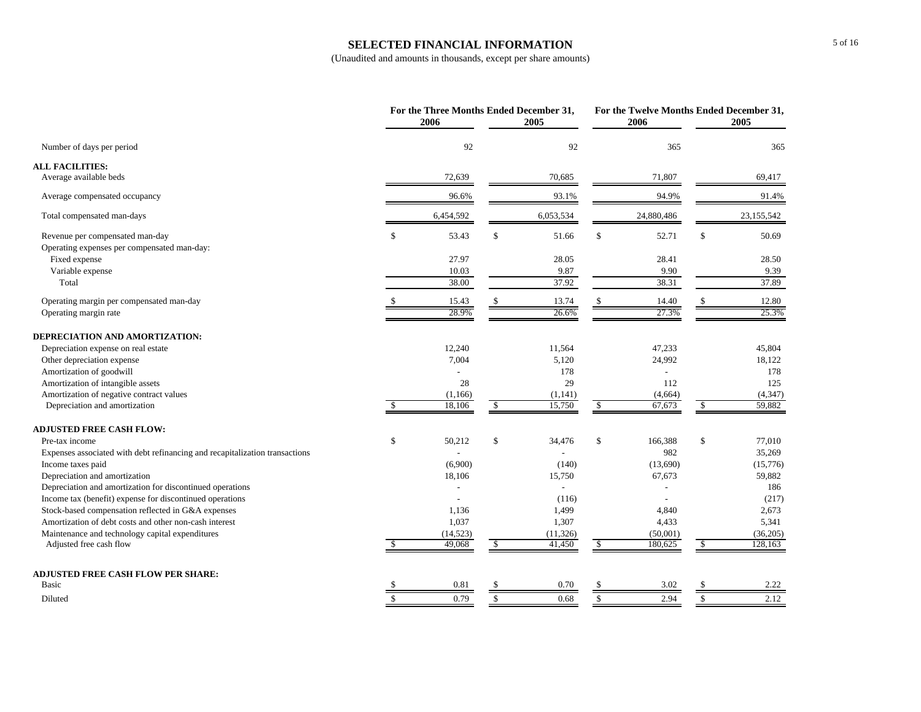# SELECTED FINANCIAL INFORMATION

(Unaudited and amounts in thousands, except per share amounts)

| | For the Three Months Ended December 31, | | For the Twelve Months Ended December 31, | |
|---|---|---|---|---|
| | 2006 | 2005 | 2006 | 2005 |
| Number of days per period | 92 | 92 | 365 | 365 |
| **ALL FACILITIES:** | | | | |
| Average available beds | 72,639 | 70,685 | 71,807 | 69,417 |
| Average compensated occupancy | 96.6% | 93.1% | 94.9% | 91.4% |
| Total compensated man-days | 6,454,592 | 6,053,534 | 24,880,486 | 23,155,542 |
| Revenue per compensated man-day | $ 53.43 | $ 51.66 | $ 52.71 | $ 50.69 |
| Operating expenses per compensated man-day: | | | | |
| Fixed expense | 27.97 | 28.05 | 28.41 | 28.50 |
| Variable expense | 10.03 | 9.87 | 9.90 | 9.39 |
| Total | 38.00 | 37.92 | 38.31 | 37.89 |
| Operating margin per compensated man-day | $ 15.43 | $ 13.74 | $ 14.40 | $ 12.80 |
| Operating margin rate | 28.9% | 26.6% | 27.3% | 25.3% |
| **DEPRECIATION AND AMORTIZATION:** | | | | |
| Depreciation expense on real estate | 12,240 | 11,564 | 47,233 | 45,804 |
| Other depreciation expense | 7,004 | 5,120 | 24,992 | 18,122 |
| Amortization of goodwill | - | 178 | - | 178 |
| Amortization of intangible assets | 28 | 29 | 112 | 125 |
| Amortization of negative contract values | (1,166) | (1,141) | (4,664) | (4,347) |
| Depreciation and amortization | $ 18,106 | $ 15,750 | $ 67,673 | $ 59,882 |
| **ADJUSTED FREE CASH FLOW:** | | | | |
| Pre-tax income | $ 50,212 | $ 34,476 | $ 166,388 | $ 77,010 |
| Expenses associated with debt refinancing and recapitalization transactions | - | - | 982 | 35,269 |
| Income taxes paid | (6,900) | (140) | (13,690) | (15,776) |
| Depreciation and amortization | 18,106 | 15,750 | 67,673 | 59,882 |
| Depreciation and amortization for discontinued operations | - | - | - | 186 |
| Income tax (benefit) expense for discontinued operations | - | (116) | - | (217) |
| Stock-based compensation reflected in G&A expenses | 1,136 | 1,499 | 4,840 | 2,673 |
| Amortization of debt costs and other non-cash interest | 1,037 | 1,307 | 4,433 | 5,341 |
| Maintenance and technology capital expenditures | (14,523) | (11,326) | (50,001) | (36,205) |
| Adjusted free cash flow | $ 49,068 | $ 41,450 | $ 180,625 | $ 128,163 |
| **ADJUSTED FREE CASH FLOW PER SHARE:** | | | | |
| Basic | $ 0.81 | $ 0.70 | $ 3.02 | $ 2.22 |
| Diluted | $ 0.79 | $ 0.68 | $ 2.94 | $ 2.12 |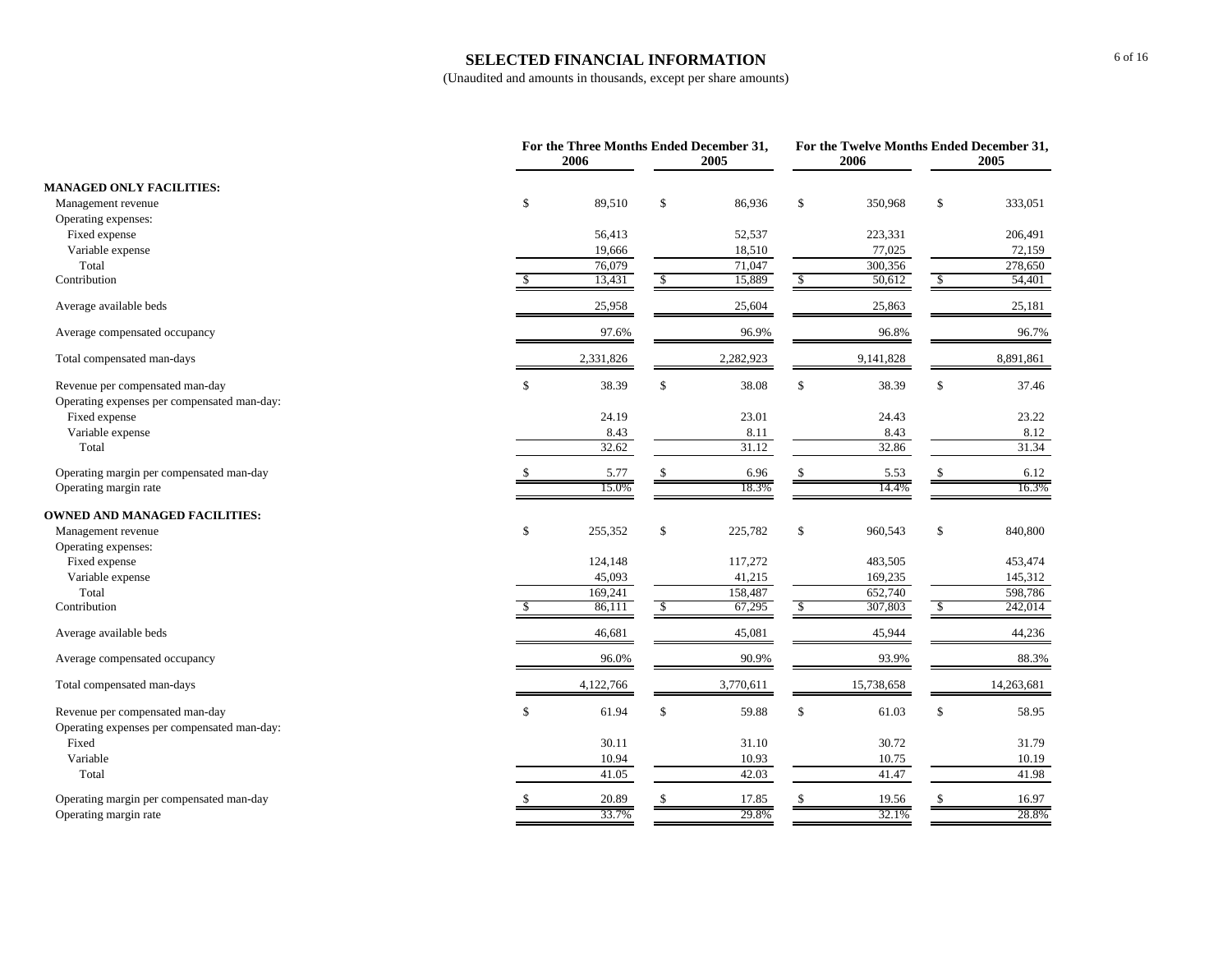# SELECTED FINANCIAL INFORMATION

(Unaudited and amounts in thousands, except per share amounts)

| | For the Three Months Ended December 31, | | For the Twelve Months Ended December 31, | |
|---|---|---|---|---|
| | 2006 | 2005 | 2006 | 2005 |
| **MANAGED ONLY FACILITIES:** | | | | |
| Management revenue | $ 89,510 | $ 86,936 | $ 350,968 | $ 333,051 |
| Operating expenses: | | | | |
| Fixed expense | 56,413 | 52,537 | 223,331 | 206,491 |
| Variable expense | 19,666 | 18,510 | 77,025 | 72,159 |
| Total | 76,079 | 71,047 | 300,356 | 278,650 |
| Contribution | $ 13,431 | $ 15,889 | $ 50,612 | $ 54,401 |
| Average available beds | 25,958 | 25,604 | 25,863 | 25,181 |
| Average compensated occupancy | 97.6% | 96.9% | 96.8% | 96.7% |
| Total compensated man-days | 2,331,826 | 2,282,923 | 9,141,828 | 8,891,861 |
| Revenue per compensated man-day | $ 38.39 | $ 38.08 | $ 38.39 | $ 37.46 |
| Operating expenses per compensated man-day: | | | | |
| Fixed expense | 24.19 | 23.01 | 24.43 | 23.22 |
| Variable expense | 8.43 | 8.11 | 8.43 | 8.12 |
| Total | 32.62 | 31.12 | 32.86 | 31.34 |
| Operating margin per compensated man-day | $ 5.77 | $ 6.96 | $ 5.53 | $ 6.12 |
| Operating margin rate | 15.0% | 18.3% | 14.4% | 16.3% |
| **OWNED AND MANAGED FACILITIES:** | | | | |
| Management revenue | $ 255,352 | $ 225,782 | $ 960,543 | $ 840,800 |
| Operating expenses: | | | | |
| Fixed expense | 124,148 | 117,272 | 483,505 | 453,474 |
| Variable expense | 45,093 | 41,215 | 169,235 | 145,312 |
| Total | 169,241 | 158,487 | 652,740 | 598,786 |
| Contribution | $ 86,111 | $ 67,295 | $ 307,803 | $ 242,014 |
| Average available beds | 46,681 | 45,081 | 45,944 | 44,236 |
| Average compensated occupancy | 96.0% | 90.9% | 93.9% | 88.3% |
| Total compensated man-days | 4,122,766 | 3,770,611 | 15,738,658 | 14,263,681 |
| Revenue per compensated man-day | $ 61.94 | $ 59.88 | $ 61.03 | $ 58.95 |
| Operating expenses per compensated man-day: | | | | |
| Fixed | 30.11 | 31.10 | 30.72 | 31.79 |
| Variable | 10.94 | 10.93 | 10.75 | 10.19 |
| Total | 41.05 | 42.03 | 41.47 | 41.98 |
| Operating margin per compensated man-day | $ 20.89 | $ 17.85 | $ 19.56 | $ 16.97 |
| Operating margin rate | 33.7% | 29.8% | 32.1% | 28.8% |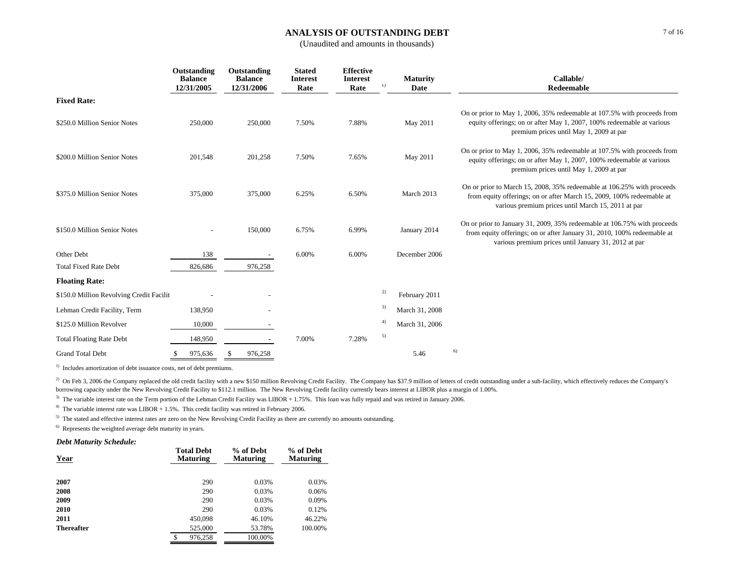# ANALYSIS OF OUTSTANDING DEBT

(Unaudited and amounts in thousands)

| | Outstanding Balance 12/31/2005 | Outstanding Balance 12/31/2006 | Stated Interest Rate | Effective Interest Rate [1] | Maturity Date | Callable/ Redeemable |
|---|---|---|---|---|---|---|
| **Fixed Rate:** | | | | | | |
| $250.0 Million Senior Notes | 250,000 | 250,000 | 7.50% | 7.88% | May 2011 | On or prior to May 1, 2006, 35% redeemable at 107.5% with proceeds from equity offerings; on or after May 1, 2007, 100% redeemable at various premium prices until May 1, 2009 at par |
| $200.0 Million Senior Notes | 201,548 | 201,258 | 7.50% | 7.65% | May 2011 | On or prior to May 1, 2006, 35% redeemable at 107.5% with proceeds from equity offerings; on or after May 1, 2007, 100% redeemable at various premium prices until May 1, 2009 at par |
| $375.0 Million Senior Notes | 375,000 | 375,000 | 6.25% | 6.50% | March 2013 | On or prior to March 15, 2008, 35% redeemable at 106.25% with proceeds from equity offerings; on or after March 15, 2009, 100% redeemable at various premium prices until March 15, 2011 at par |
| $150.0 Million Senior Notes | - | 150,000 | 6.75% | 6.99% | January 2014 | On or prior to January 31, 2009, 35% redeemable at 106.75% with proceeds from equity offerings; on or after January 31, 2010, 100% redeemable at various premium prices until January 31, 2012 at par |
| Other Debt | 138 | - | 6.00% | 6.00% | December 2006 | |
| Total Fixed Rate Debt | 826,686 | 976,258 | | | | |
| **Floating Rate:** | | | | | | |
| $150.0 Million Revolving Credit Facilit | - | - | | [2] | February 2011 | |
| Lehman Credit Facility, Term | 138,950 | - | | [3] | March 31, 2008 | |
| $125.0 Million Revolver | 10,000 | - | | [4] | March 31, 2006 | |
| Total Floating Rate Debt | 148,950 | - | 7.00% | 7.28% [5] | | |
| Grand Total Debt | $ 975,636 | $ 976,258 | | | 5.46 [6] | |

[1] Includes amortization of debt issuance costs, net of debt premiums.

[2] On Feb 3, 2006 the Company replaced the old credit facility with a new $150 million Revolving Credit Facility. The Company has $37.9 million of letters of credit outstanding under a sub-facility, which effectively reduces the Company's borrowing capacity under the New Revolving Credit Facility to $112.1 million. The New Revolving Credit facility currently bears interest at LIBOR plus a margin of 1.00%.

[3] The variable interest rate on the Term portion of the Lehman Credit Facility was LIBOR + 1.75%. This loan was fully repaid and was retired in January 2006.

[4] The variable interest rate was LIBOR + 1.5%. This credit facility was retired in February 2006.

[5] The stated and effective interest rates are zero on the New Revolving Credit Facility as there are currently no amounts outstanding.

[6] Represents the weighted average debt maturity in years.

### *Debt Maturity Schedule:*

| Year | Total Debt Maturing | % of Debt Maturing | % of Debt Maturing |
|---|---|---|---|
| **2007** | 290 | 0.03% | 0.03% |
| **2008** | 290 | 0.03% | 0.06% |
| **2009** | 290 | 0.03% | 0.09% |
| **2010** | 290 | 0.03% | 0.12% |
| **2011** | 450,098 | 46.10% | 46.22% |
| **Thereafter** | 525,000 | 53.78% | 100.00% |
| | $ 976,258 | 100.00% | |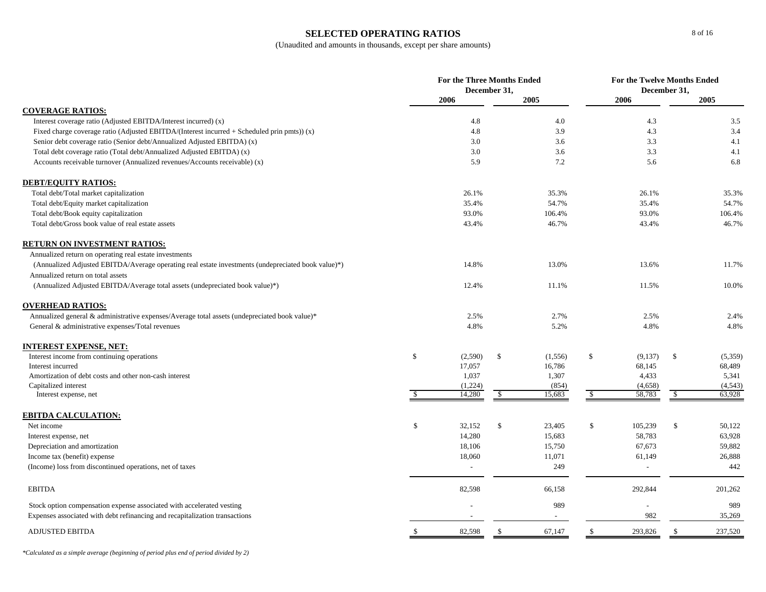# SELECTED OPERATING RATIOS

(Unaudited and amounts in thousands, except per share amounts)

| | For the Three Months Ended December 31, | | For the Twelve Months Ended December 31, | |
|---|---|---|---|---|
| | 2006 | 2005 | 2006 | 2005 |
| **COVERAGE RATIOS:** | | | | |
| Interest coverage ratio (Adjusted EBITDA/Interest incurred) (x) | 4.8 | 4.0 | 4.3 | 3.5 |
| Fixed charge coverage ratio (Adjusted EBITDA/(Interest incurred + Scheduled prin pmts)) (x) | 4.8 | 3.9 | 4.3 | 3.4 |
| Senior debt coverage ratio (Senior debt/Annualized Adjusted EBITDA) (x) | 3.0 | 3.6 | 3.3 | 4.1 |
| Total debt coverage ratio (Total debt/Annualized Adjusted EBITDA) (x) | 3.0 | 3.6 | 3.3 | 4.1 |
| Accounts receivable turnover (Annualized revenues/Accounts receivable) (x) | 5.9 | 7.2 | 5.6 | 6.8 |
| **DEBT/EQUITY RATIOS:** | | | | |
| Total debt/Total market capitalization | 26.1% | 35.3% | 26.1% | 35.3% |
| Total debt/Equity market capitalization | 35.4% | 54.7% | 35.4% | 54.7% |
| Total debt/Book equity capitalization | 93.0% | 106.4% | 93.0% | 106.4% |
| Total debt/Gross book value of real estate assets | 43.4% | 46.7% | 43.4% | 46.7% |
| **RETURN ON INVESTMENT RATIOS:** | | | | |
| Annualized return on operating real estate investments (Annualized Adjusted EBITDA/Average operating real estate investments (undepreciated book value)*) | 14.8% | 13.0% | 13.6% | 11.7% |
| Annualized return on total assets (Annualized Adjusted EBITDA/Average total assets (undepreciated book value)*) | 12.4% | 11.1% | 11.5% | 10.0% |
| **OVERHEAD RATIOS:** | | | | |
| Annualized general & administrative expenses/Average total assets (undepreciated book value)* | 2.5% | 2.7% | 2.5% | 2.4% |
| General & administrative expenses/Total revenues | 4.8% | 5.2% | 4.8% | 4.8% |
| **INTEREST EXPENSE, NET:** | | | | |
| Interest income from continuing operations | $ (2,590) | $ (1,556) | $ (9,137) | $ (5,359) |
| Interest incurred | 17,057 | 16,786 | 68,145 | 68,489 |
| Amortization of debt costs and other non-cash interest | 1,037 | 1,307 | 4,433 | 5,341 |
| Capitalized interest | (1,224) | (854) | (4,658) | (4,543) |
| Interest expense, net | $ 14,280 | $ 15,683 | $ 58,783 | $ 63,928 |
| **EBITDA CALCULATION:** | | | | |
| Net income | $ 32,152 | $ 23,405 | $ 105,239 | $ 50,122 |
| Interest expense, net | 14,280 | 15,683 | 58,783 | 63,928 |
| Depreciation and amortization | 18,106 | 15,750 | 67,673 | 59,882 |
| Income tax (benefit) expense | 18,060 | 11,071 | 61,149 | 26,888 |
| (Income) loss from discontinued operations, net of taxes | - | 249 | - | 442 |
| EBITDA | 82,598 | 66,158 | 292,844 | 201,262 |
| Stock option compensation expense associated with accelerated vesting | - | 989 | - | 989 |
| Expenses associated with debt refinancing and recapitalization transactions | - | - | 982 | 35,269 |
| ADJUSTED EBITDA | $ 82,598 | $ 67,147 | $ 293,826 | $ 237,520 |

*\*Calculated as a simple average (beginning of period plus end of period divided by 2)*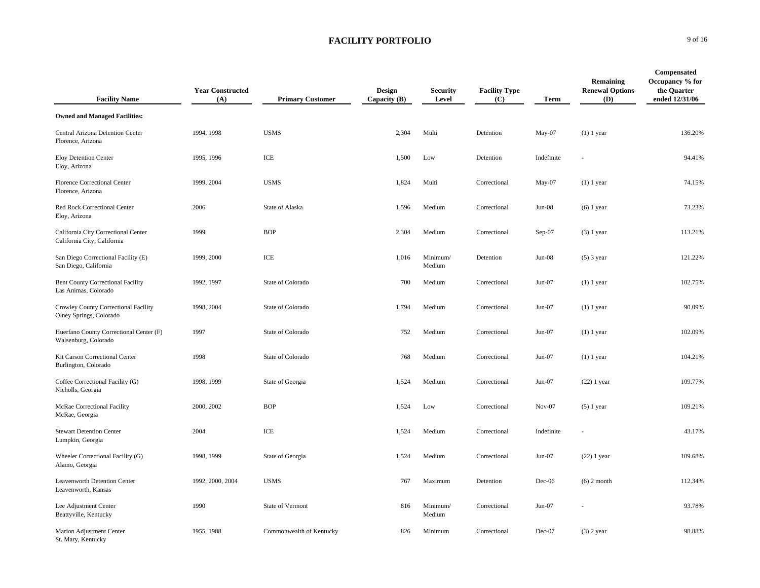# FACILITY PORTFOLIO

| Facility Name | Year Constructed (A) | Primary Customer | Design Capacity (B) | Security Level | Facility Type (C) | Term | Remaining Renewal Options (D) | Compensated Occupancy % for the Quarter ended 12/31/06 |
|---|---|---|---|---|---|---|---|---|
| **Owned and Managed Facilities:** | | | | | | | | |
| Central Arizona Detention Center<br>Florence, Arizona | 1994, 1998 | USMS | 2,304 | Multi | Detention | May-07 | (1) 1 year | 136.20% |
| Eloy Detention Center<br>Eloy, Arizona | 1995, 1996 | ICE | 1,500 | Low | Detention | Indefinite | - | 94.41% |
| Florence Correctional Center<br>Florence, Arizona | 1999, 2004 | USMS | 1,824 | Multi | Correctional | May-07 | (1) 1 year | 74.15% |
| Red Rock Correctional Center<br>Eloy, Arizona | 2006 | State of Alaska | 1,596 | Medium | Correctional | Jun-08 | (6) 1 year | 73.23% |
| California City Correctional Center<br>California City, California | 1999 | BOP | 2,304 | Medium | Correctional | Sep-07 | (3) 1 year | 113.21% |
| San Diego Correctional Facility (E)<br>San Diego, California | 1999, 2000 | ICE | 1,016 | Minimum/ Medium | Detention | Jun-08 | (5) 3 year | 121.22% |
| Bent County Correctional Facility<br>Las Animas, Colorado | 1992, 1997 | State of Colorado | 700 | Medium | Correctional | Jun-07 | (1) 1 year | 102.75% |
| Crowley County Correctional Facility<br>Olney Springs, Colorado | 1998, 2004 | State of Colorado | 1,794 | Medium | Correctional | Jun-07 | (1) 1 year | 90.09% |
| Huerfano County Correctional Center (F)<br>Walsenburg, Colorado | 1997 | State of Colorado | 752 | Medium | Correctional | Jun-07 | (1) 1 year | 102.09% |
| Kit Carson Correctional Center<br>Burlington, Colorado | 1998 | State of Colorado | 768 | Medium | Correctional | Jun-07 | (1) 1 year | 104.21% |
| Coffee Correctional Facility (G)<br>Nicholls, Georgia | 1998, 1999 | State of Georgia | 1,524 | Medium | Correctional | Jun-07 | (22) 1 year | 109.77% |
| McRae Correctional Facility<br>McRae, Georgia | 2000, 2002 | BOP | 1,524 | Low | Correctional | Nov-07 | (5) 1 year | 109.21% |
| Stewart Detention Center<br>Lumpkin, Georgia | 2004 | ICE | 1,524 | Medium | Correctional | Indefinite | - | 43.17% |
| Wheeler Correctional Facility (G)<br>Alamo, Georgia | 1998, 1999 | State of Georgia | 1,524 | Medium | Correctional | Jun-07 | (22) 1 year | 109.68% |
| Leavenworth Detention Center<br>Leavenworth, Kansas | 1992, 2000, 2004 | USMS | 767 | Maximum | Detention | Dec-06 | (6) 2 month | 112.34% |
| Lee Adjustment Center<br>Beattyville, Kentucky | 1990 | State of Vermont | 816 | Minimum/ Medium | Correctional | Jun-07 | - | 93.78% |
| Marion Adjustment Center<br>St. Mary, Kentucky | 1955, 1988 | Commonwealth of Kentucky | 826 | Minimum | Correctional | Dec-07 | (3) 2 year | 98.88% |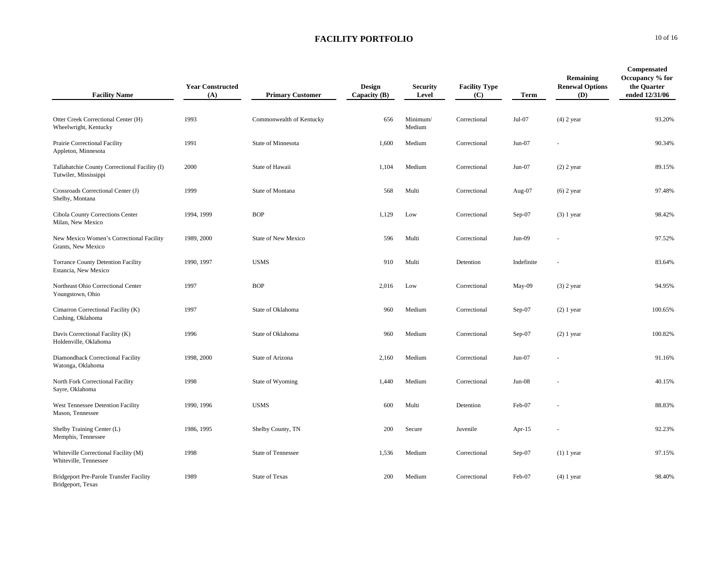## FACILITY PORTFOLIO

| Facility Name | Year Constructed (A) | Primary Customer | Design Capacity (B) | Security Level | Facility Type (C) | Term | Remaining Renewal Options (D) | Compensated Occupancy % for the Quarter ended 12/31/06 |
|---|---|---|---|---|---|---|---|---|
| Otter Creek Correctional Center (H) Wheelwright, Kentucky | 1993 | Commonwealth of Kentucky | 656 | Minimum/ Medium | Correctional | Jul-07 | (4) 2 year | 93.20% |
| Prairie Correctional Facility Appleton, Minnesota | 1991 | State of Minnesota | 1,600 | Medium | Correctional | Jun-07 | - | 90.34% |
| Tallahatchie County Correctional Facility (I) Tutwiler, Mississippi | 2000 | State of Hawaii | 1,104 | Medium | Correctional | Jun-07 | (2) 2 year | 89.15% |
| Crossroads Correctional Center (J) Shelby, Montana | 1999 | State of Montana | 568 | Multi | Correctional | Aug-07 | (6) 2 year | 97.48% |
| Cibola County Corrections Center Milan, New Mexico | 1994, 1999 | BOP | 1,129 | Low | Correctional | Sep-07 | (3) 1 year | 98.42% |
| New Mexico Women's Correctional Facility Grants, New Mexico | 1989, 2000 | State of New Mexico | 596 | Multi | Correctional | Jun-09 | - | 97.52% |
| Torrance County Detention Facility Estancia, New Mexico | 1990, 1997 | USMS | 910 | Multi | Detention | Indefinite | - | 83.64% |
| Northeast Ohio Correctional Center Youngstown, Ohio | 1997 | BOP | 2,016 | Low | Correctional | May-09 | (3) 2 year | 94.95% |
| Cimarron Correctional Facility (K) Cushing, Oklahoma | 1997 | State of Oklahoma | 960 | Medium | Correctional | Sep-07 | (2) 1 year | 100.65% |
| Davis Correctional Facility (K) Holdenville, Oklahoma | 1996 | State of Oklahoma | 960 | Medium | Correctional | Sep-07 | (2) 1 year | 100.82% |
| Diamondback Correctional Facility Watonga, Oklahoma | 1998, 2000 | State of Arizona | 2,160 | Medium | Correctional | Jun-07 | - | 91.16% |
| North Fork Correctional Facility Sayre, Oklahoma | 1998 | State of Wyoming | 1,440 | Medium | Correctional | Jun-08 | - | 40.15% |
| West Tennessee Detention Facility Mason, Tennessee | 1990, 1996 | USMS | 600 | Multi | Detention | Feb-07 | - | 88.83% |
| Shelby Training Center (L) Memphis, Tennessee | 1986, 1995 | Shelby County, TN | 200 | Secure | Juvenile | Apr-15 | - | 92.23% |
| Whiteville Correctional Facility (M) Whiteville, Tennessee | 1998 | State of Tennessee | 1,536 | Medium | Correctional | Sep-07 | (1) 1 year | 97.15% |
| Bridgeport Pre-Parole Transfer Facility Bridgeport, Texas | 1989 | State of Texas | 200 | Medium | Correctional | Feb-07 | (4) 1 year | 98.40% |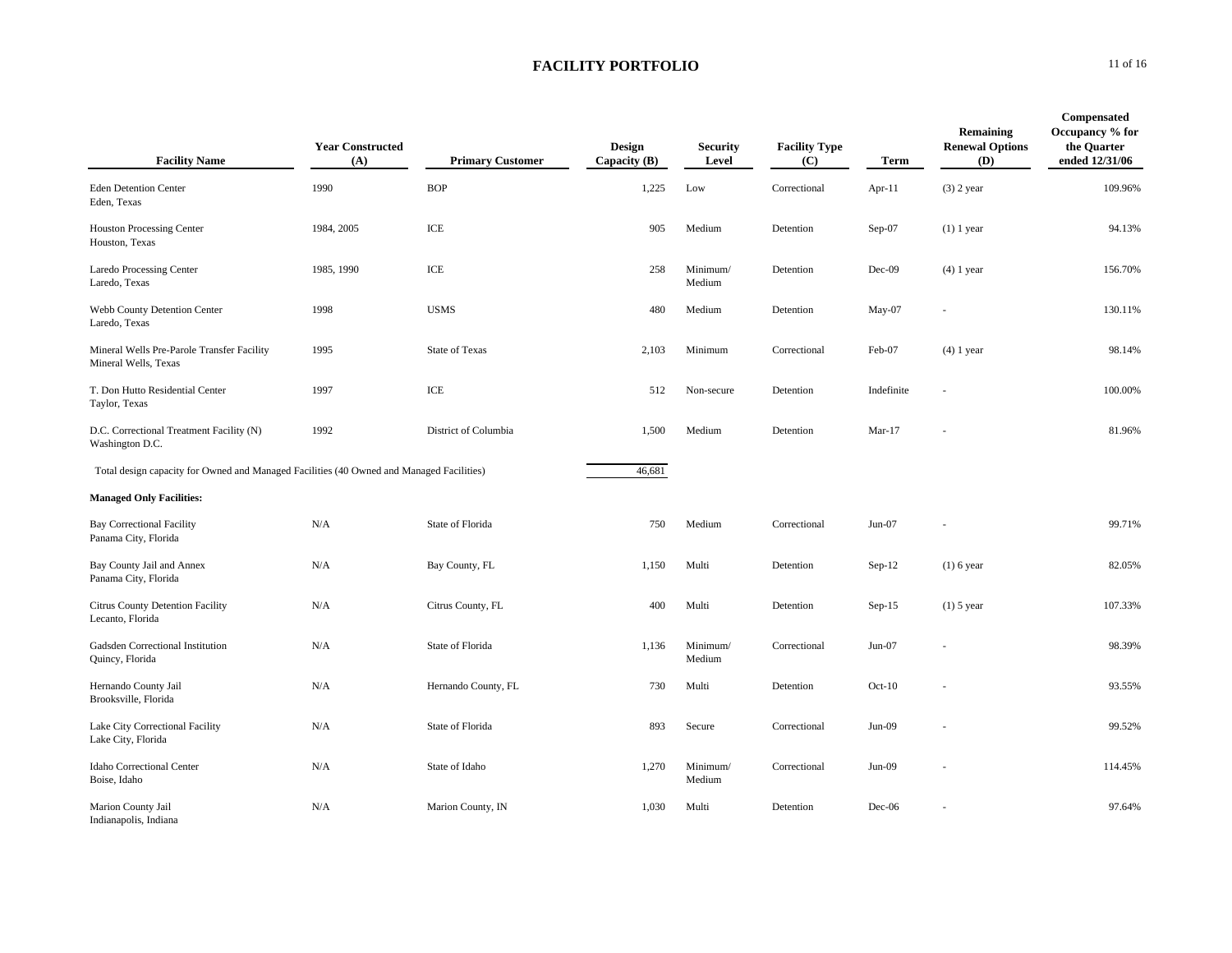## FACILITY PORTFOLIO

| Facility Name | Year Constructed (A) | Primary Customer | Design Capacity (B) | Security Level | Facility Type (C) | Term | Remaining Renewal Options (D) | Compensated Occupancy % for the Quarter ended 12/31/06 |
|---|---|---|---|---|---|---|---|---|
| Eden Detention Center<br>Eden, Texas | 1990 | BOP | 1,225 | Low | Correctional | Apr-11 | (3) 2 year | 109.96% |
| Houston Processing Center<br>Houston, Texas | 1984, 2005 | ICE | 905 | Medium | Detention | Sep-07 | (1) 1 year | 94.13% |
| Laredo Processing Center<br>Laredo, Texas | 1985, 1990 | ICE | 258 | Minimum/ Medium | Detention | Dec-09 | (4) 1 year | 156.70% |
| Webb County Detention Center<br>Laredo, Texas | 1998 | USMS | 480 | Medium | Detention | May-07 | - | 130.11% |
| Mineral Wells Pre-Parole Transfer Facility<br>Mineral Wells, Texas | 1995 | State of Texas | 2,103 | Minimum | Correctional | Feb-07 | (4) 1 year | 98.14% |
| T. Don Hutto Residential Center<br>Taylor, Texas | 1997 | ICE | 512 | Non-secure | Detention | Indefinite | - | 100.00% |
| D.C. Correctional Treatment Facility (N)<br>Washington D.C. | 1992 | District of Columbia | 1,500 | Medium | Detention | Mar-17 | - | 81.96% |
| Total design capacity for Owned and Managed Facilities (40 Owned and Managed Facilities) | | | 46,681 | | | | | |
| **Managed Only Facilities:** | | | | | | | | |
| Bay Correctional Facility<br>Panama City, Florida | N/A | State of Florida | 750 | Medium | Correctional | Jun-07 | - | 99.71% |
| Bay County Jail and Annex<br>Panama City, Florida | N/A | Bay County, FL | 1,150 | Multi | Detention | Sep-12 | (1) 6 year | 82.05% |
| Citrus County Detention Facility<br>Lecanto, Florida | N/A | Citrus County, FL | 400 | Multi | Detention | Sep-15 | (1) 5 year | 107.33% |
| Gadsden Correctional Institution<br>Quincy, Florida | N/A | State of Florida | 1,136 | Minimum/ Medium | Correctional | Jun-07 | - | 98.39% |
| Hernando County Jail<br>Brooksville, Florida | N/A | Hernando County, FL | 730 | Multi | Detention | Oct-10 | - | 93.55% |
| Lake City Correctional Facility<br>Lake City, Florida | N/A | State of Florida | 893 | Secure | Correctional | Jun-09 | - | 99.52% |
| Idaho Correctional Center<br>Boise, Idaho | N/A | State of Idaho | 1,270 | Minimum/ Medium | Correctional | Jun-09 | - | 114.45% |
| Marion County Jail<br>Indianapolis, Indiana | N/A | Marion County, IN | 1,030 | Multi | Detention | Dec-06 | - | 97.64% |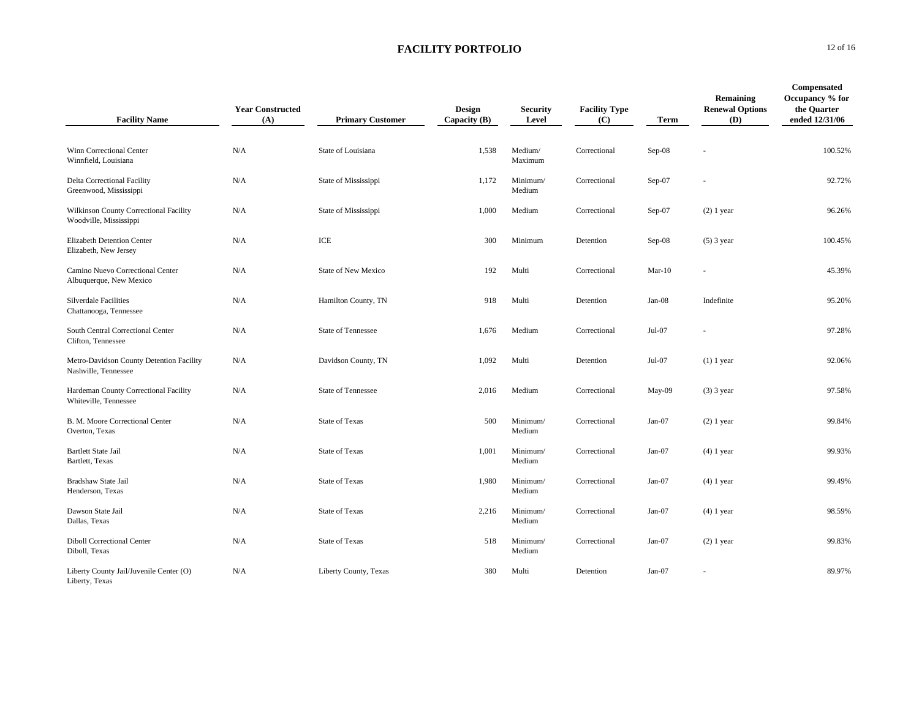# FACILITY PORTFOLIO

| Facility Name | Year Constructed (A) | Primary Customer | Design Capacity (B) | Security Level | Facility Type (C) | Term | Remaining Renewal Options (D) | Compensated Occupancy % for the Quarter ended 12/31/06 |
|---|---|---|---|---|---|---|---|---|
| Winn Correctional Center<br>Winnfield, Louisiana | N/A | State of Louisiana | 1,538 | Medium/ Maximum | Correctional | Sep-08 | - | 100.52% |
| Delta Correctional Facility<br>Greenwood, Mississippi | N/A | State of Mississippi | 1,172 | Minimum/ Medium | Correctional | Sep-07 | - | 92.72% |
| Wilkinson County Correctional Facility<br>Woodville, Mississippi | N/A | State of Mississippi | 1,000 | Medium | Correctional | Sep-07 | (2) 1 year | 96.26% |
| Elizabeth Detention Center<br>Elizabeth, New Jersey | N/A | ICE | 300 | Minimum | Detention | Sep-08 | (5) 3 year | 100.45% |
| Camino Nuevo Correctional Center<br>Albuquerque, New Mexico | N/A | State of New Mexico | 192 | Multi | Correctional | Mar-10 | - | 45.39% |
| Silverdale Facilities<br>Chattanooga, Tennessee | N/A | Hamilton County, TN | 918 | Multi | Detention | Jan-08 | Indefinite | 95.20% |
| South Central Correctional Center<br>Clifton, Tennessee | N/A | State of Tennessee | 1,676 | Medium | Correctional | Jul-07 | - | 97.28% |
| Metro-Davidson County Detention Facility<br>Nashville, Tennessee | N/A | Davidson County, TN | 1,092 | Multi | Detention | Jul-07 | (1) 1 year | 92.06% |
| Hardeman County Correctional Facility<br>Whiteville, Tennessee | N/A | State of Tennessee | 2,016 | Medium | Correctional | May-09 | (3) 3 year | 97.58% |
| B. M. Moore Correctional Center<br>Overton, Texas | N/A | State of Texas | 500 | Minimum/ Medium | Correctional | Jan-07 | (2) 1 year | 99.84% |
| Bartlett State Jail<br>Bartlett, Texas | N/A | State of Texas | 1,001 | Minimum/ Medium | Correctional | Jan-07 | (4) 1 year | 99.93% |
| Bradshaw State Jail<br>Henderson, Texas | N/A | State of Texas | 1,980 | Minimum/ Medium | Correctional | Jan-07 | (4) 1 year | 99.49% |
| Dawson State Jail<br>Dallas, Texas | N/A | State of Texas | 2,216 | Minimum/ Medium | Correctional | Jan-07 | (4) 1 year | 98.59% |
| Diboll Correctional Center<br>Diboll, Texas | N/A | State of Texas | 518 | Minimum/ Medium | Correctional | Jan-07 | (2) 1 year | 99.83% |
| Liberty County Jail/Juvenile Center (O)<br>Liberty, Texas | N/A | Liberty County, Texas | 380 | Multi | Detention | Jan-07 | - | 89.97% |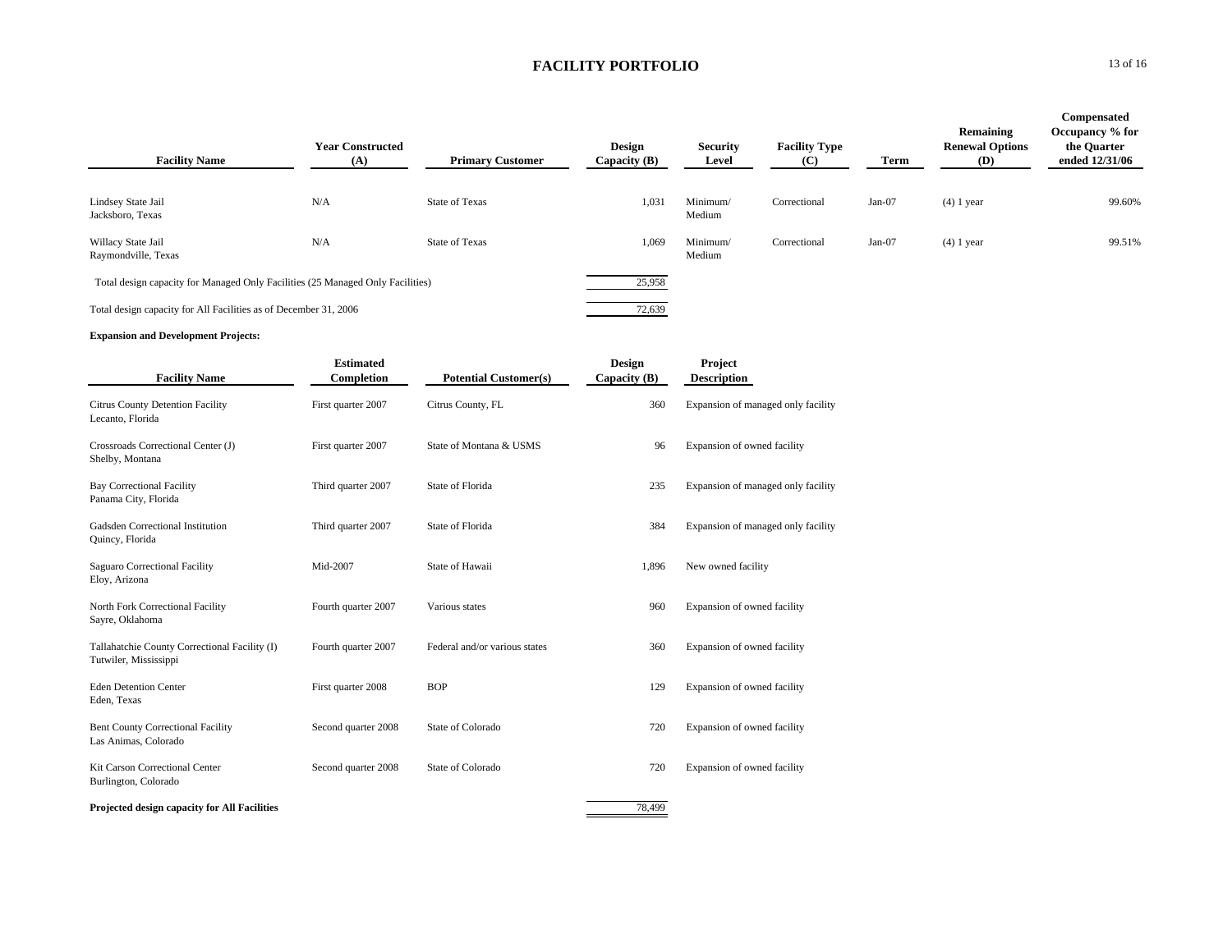# FACILITY PORTFOLIO

| Facility Name | Year Constructed (A) | Primary Customer | Design Capacity (B) | Security Level | Facility Type (C) | Term | Remaining Renewal Options (D) | Compensated Occupancy % for the Quarter ended 12/31/06 |
|---|---|---|---|---|---|---|---|---|
| Lindsey State Jail<br>Jacksboro, Texas | N/A | State of Texas | 1,031 | Minimum/<br>Medium | Correctional | Jan-07 | (4) 1 year | 99.60% |
| Willacy State Jail<br>Raymondville, Texas | N/A | State of Texas | 1,069 | Minimum/<br>Medium | Correctional | Jan-07 | (4) 1 year | 99.51% |
| Total design capacity for Managed Only Facilities (25 Managed Only Facilities) | | | 25,958 | | | | | |
| Total design capacity for All Facilities as of December 31, 2006 | | | 72,639 | | | | | |

**Expansion and Development Projects:**

| Facility Name | Estimated Completion | Potential Customer(s) | Design Capacity (B) | Project Description |
|---|---|---|---|---|
| Citrus County Detention Facility<br>Lecanto, Florida | First quarter 2007 | Citrus County, FL | 360 | Expansion of managed only facility |
| Crossroads Correctional Center (J)<br>Shelby, Montana | First quarter 2007 | State of Montana & USMS | 96 | Expansion of owned facility |
| Bay Correctional Facility<br>Panama City, Florida | Third quarter 2007 | State of Florida | 235 | Expansion of managed only facility |
| Gadsden Correctional Institution<br>Quincy, Florida | Third quarter 2007 | State of Florida | 384 | Expansion of managed only facility |
| Saguaro Correctional Facility<br>Eloy, Arizona | Mid-2007 | State of Hawaii | 1,896 | New owned facility |
| North Fork Correctional Facility<br>Sayre, Oklahoma | Fourth quarter 2007 | Various states | 960 | Expansion of owned facility |
| Tallahatchie County Correctional Facility (I)<br>Tutwiler, Mississippi | Fourth quarter 2007 | Federal and/or various states | 360 | Expansion of owned facility |
| Eden Detention Center<br>Eden, Texas | First quarter 2008 | BOP | 129 | Expansion of owned facility |
| Bent County Correctional Facility<br>Las Animas, Colorado | Second quarter 2008 | State of Colorado | 720 | Expansion of owned facility |
| Kit Carson Correctional Center<br>Burlington, Colorado | Second quarter 2008 | State of Colorado | 720 | Expansion of owned facility |
| **Projected design capacity for All Facilities** | | | 78,499 | |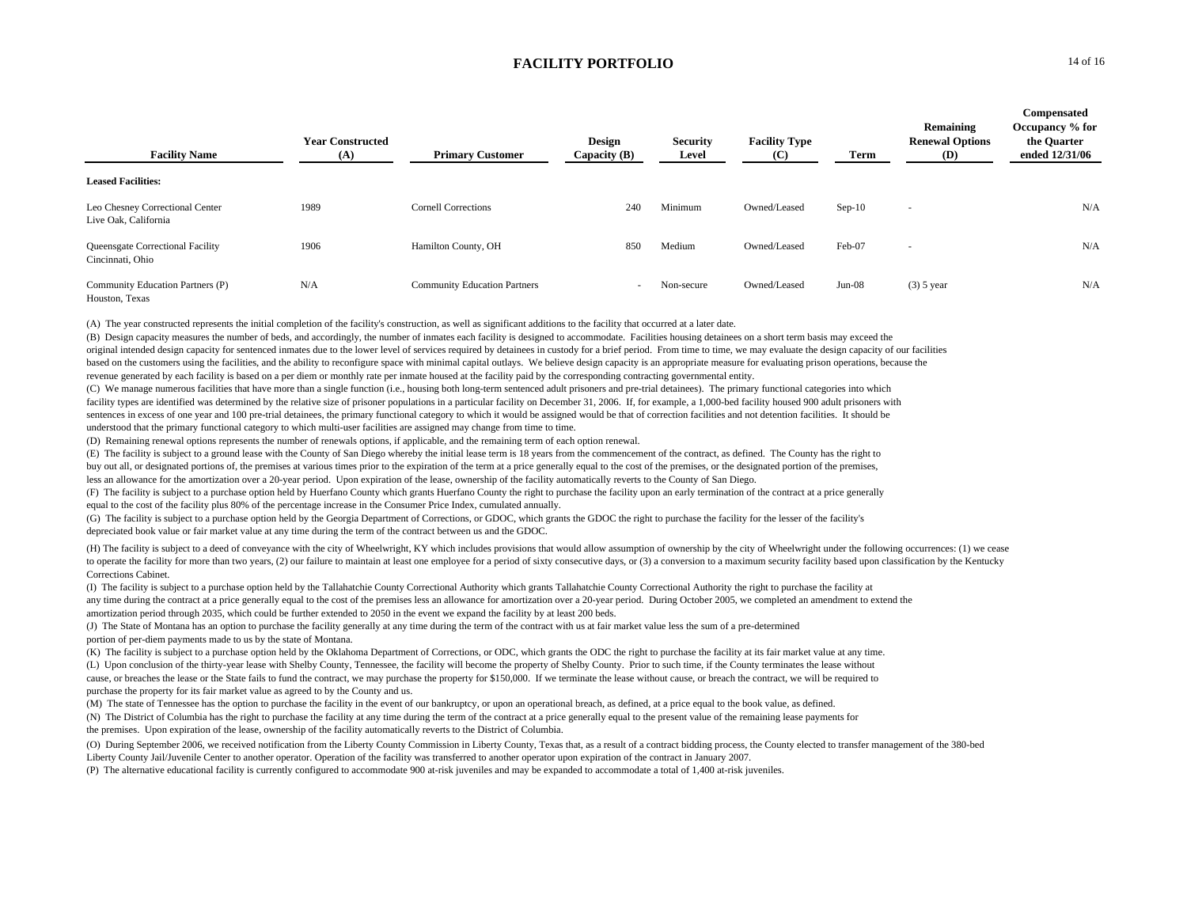# FACILITY PORTFOLIO

| Facility Name | Year Constructed (A) | Primary Customer | Design Capacity (B) | Security Level | Facility Type (C) | Term | Remaining Renewal Options (D) | Compensated Occupancy % for the Quarter ended 12/31/06 |
|---|---|---|---|---|---|---|---|---|
| **Leased Facilities:** | | | | | | | | |
| Leo Chesney Correctional Center<br>Live Oak, California | 1989 | Cornell Corrections | 240 | Minimum | Owned/Leased | Sep-10 | - | N/A |
| Queensgate Correctional Facility<br>Cincinnati, Ohio | 1906 | Hamilton County, OH | 850 | Medium | Owned/Leased | Feb-07 | - | N/A |
| Community Education Partners (P)<br>Houston, Texas | N/A | Community Education Partners | - | Non-secure | Owned/Leased | Jun-08 | (3) 5 year | N/A |

(A) The year constructed represents the initial completion of the facility's construction, as well as significant additions to the facility that occurred at a later date.

(B) Design capacity measures the number of beds, and accordingly, the number of inmates each facility is designed to accommodate. Facilities housing detainees on a short term basis may exceed the original intended design capacity for sentenced inmates due to the lower level of services required by detainees in custody for a brief period. From time to time, we may evaluate the design capacity of our facilities based on the customers using the facilities, and the ability to reconfigure space with minimal capital outlays. We believe design capacity is an appropriate measure for evaluating prison operations, because the revenue generated by each facility is based on a per diem or monthly rate per inmate housed at the facility paid by the corresponding contracting governmental entity.

(C) We manage numerous facilities that have more than a single function (i.e., housing both long-term sentenced adult prisoners and pre-trial detainees). The primary functional categories into which facility types are identified was determined by the relative size of prisoner populations in a particular facility on December 31, 2006. If, for example, a 1,000-bed facility housed 900 adult prisoners with sentences in excess of one year and 100 pre-trial detainees, the primary functional category to which it would be assigned would be that of correction facilities and not detention facilities. It should be understood that the primary functional category to which multi-user facilities are assigned may change from time to time.

(D) Remaining renewal options represents the number of renewals options, if applicable, and the remaining term of each option renewal.

(E) The facility is subject to a ground lease with the County of San Diego whereby the initial lease term is 18 years from the commencement of the contract, as defined. The County has the right to buy out all, or designated portions of, the premises at various times prior to the expiration of the term at a price generally equal to the cost of the premises, or the designated portion of the premises, less an allowance for the amortization over a 20-year period. Upon expiration of the lease, ownership of the facility automatically reverts to the County of San Diego.

(F) The facility is subject to a purchase option held by Huerfano County which grants Huerfano County the right to purchase the facility upon an early termination of the contract at a price generally equal to the cost of the facility plus 80% of the percentage increase in the Consumer Price Index, cumulated annually.

(G) The facility is subject to a purchase option held by the Georgia Department of Corrections, or GDOC, which grants the GDOC the right to purchase the facility for the lesser of the facility's depreciated book value or fair market value at any time during the term of the contract between us and the GDOC.

(H) The facility is subject to a deed of conveyance with the city of Wheelwright, KY which includes provisions that would allow assumption of ownership by the city of Wheelwright under the following occurrences: (1) we cease to operate the facility for more than two years, (2) our failure to maintain at least one employee for a period of sixty consecutive days, or (3) a conversion to a maximum security facility based upon classification by the Kentucky Corrections Cabinet.

(I) The facility is subject to a purchase option held by the Tallahatchie County Correctional Authority which grants Tallahatchie County Correctional Authority the right to purchase the facility at any time during the contract at a price generally equal to the cost of the premises less an allowance for amortization over a 20-year period. During October 2005, we completed an amendment to extend the amortization period through 2035, which could be further extended to 2050 in the event we expand the facility by at least 200 beds.

(J) The State of Montana has an option to purchase the facility generally at any time during the term of the contract with us at fair market value less the sum of a pre-determined portion of per-diem payments made to us by the state of Montana.

(K) The facility is subject to a purchase option held by the Oklahoma Department of Corrections, or ODC, which grants the ODC the right to purchase the facility at its fair market value at any time.

(L) Upon conclusion of the thirty-year lease with Shelby County, Tennessee, the facility will become the property of Shelby County. Prior to such time, if the County terminates the lease without cause, or breaches the lease or the State fails to fund the contract, we may purchase the property for $150,000. If we terminate the lease without cause, or breach the contract, we will be required to purchase the property for its fair market value as agreed to by the County and us.

(M) The state of Tennessee has the option to purchase the facility in the event of our bankruptcy, or upon an operational breach, as defined, at a price equal to the book value, as defined.

(N) The District of Columbia has the right to purchase the facility at any time during the term of the contract at a price generally equal to the present value of the remaining lease payments for the premises. Upon expiration of the lease, ownership of the facility automatically reverts to the District of Columbia.

(O) During September 2006, we received notification from the Liberty County Commission in Liberty County, Texas that, as a result of a contract bidding process, the County elected to transfer management of the 380-bed Liberty County Jail/Juvenile Center to another operator. Operation of the facility was transferred to another operator upon expiration of the contract in January 2007.

(P) The alternative educational facility is currently configured to accommodate 900 at-risk juveniles and may be expanded to accommodate a total of 1,400 at-risk juveniles.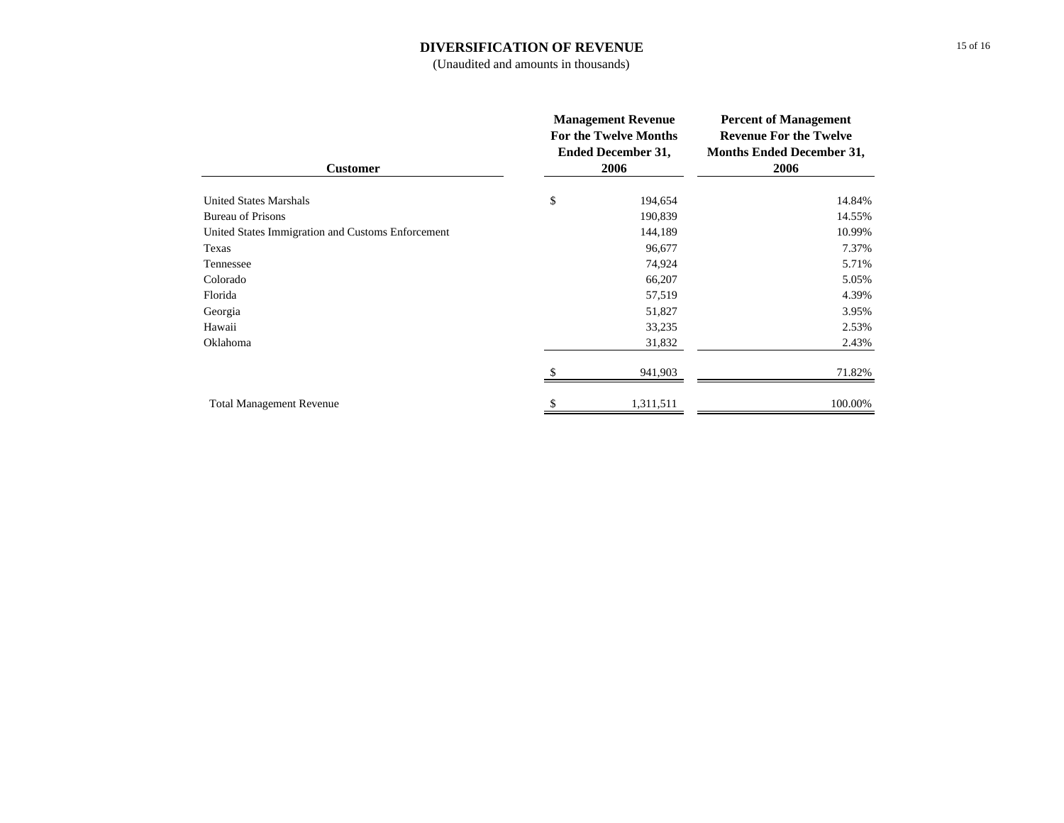# DIVERSIFICATION OF REVENUE

(Unaudited and amounts in thousands)

| Customer | Management Revenue For the Twelve Months Ended December 31, 2006 | Percent of Management Revenue For the Twelve Months Ended December 31, 2006 |
|---|---|---|
| United States Marshals | $ 194,654 | 14.84% |
| Bureau of Prisons | 190,839 | 14.55% |
| United States Immigration and Customs Enforcement | 144,189 | 10.99% |
| Texas | 96,677 | 7.37% |
| Tennessee | 74,924 | 5.71% |
| Colorado | 66,207 | 5.05% |
| Florida | 57,519 | 4.39% |
| Georgia | 51,827 | 3.95% |
| Hawaii | 33,235 | 2.53% |
| Oklahoma | 31,832 | 2.43% |
| | $ 941,903 | 71.82% |
| Total Management Revenue | $ 1,311,511 | 100.00% |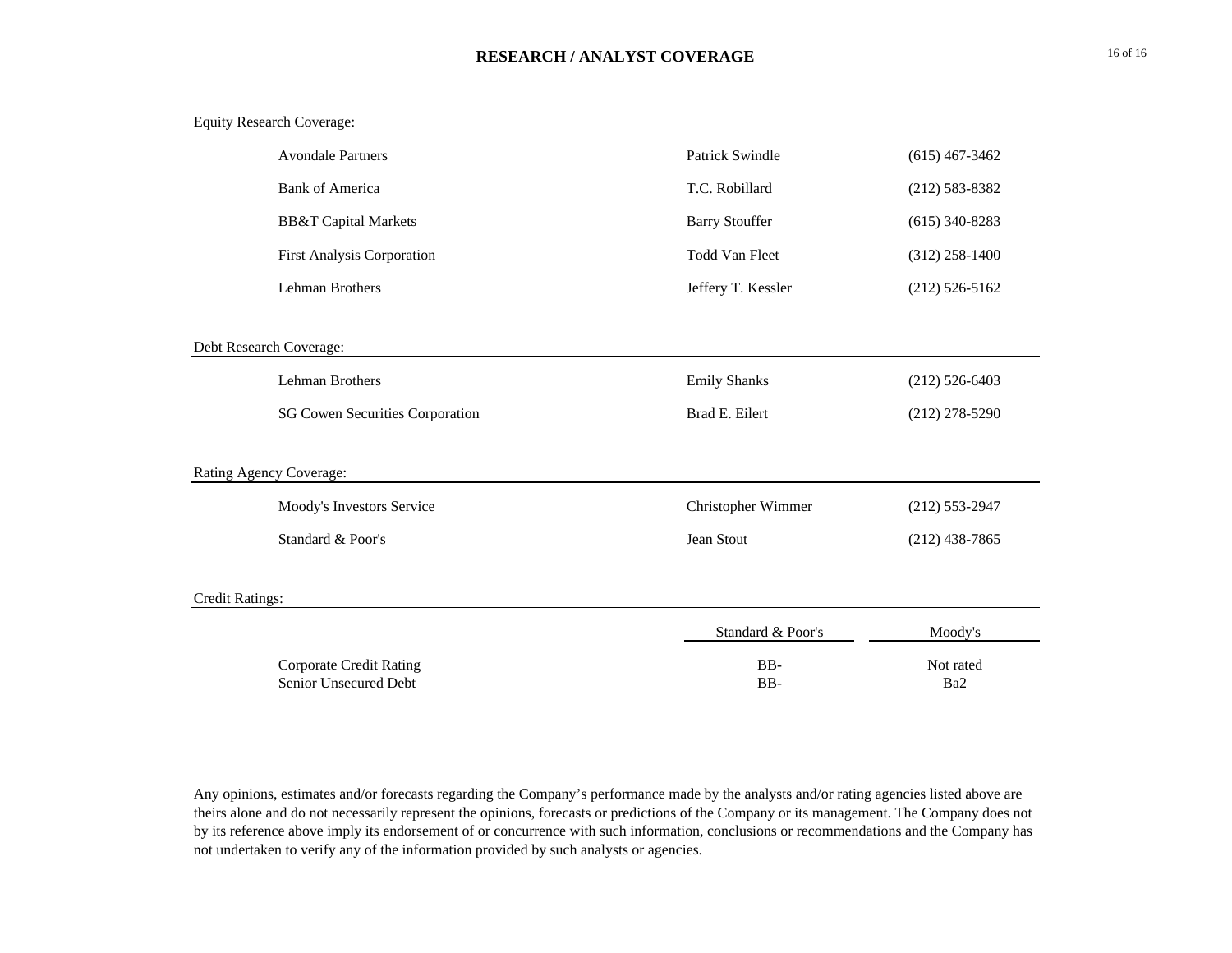# RESEARCH / ANALYST COVERAGE

## Equity Research Coverage:

| | | |
|---|---|---|
| Avondale Partners | Patrick Swindle | (615) 467-3462 |
| Bank of America | T.C. Robillard | (212) 583-8382 |
| BB&T Capital Markets | Barry Stouffer | (615) 340-8283 |
| First Analysis Corporation | Todd Van Fleet | (312) 258-1400 |
| Lehman Brothers | Jeffery T. Kessler | (212) 526-5162 |

## Debt Research Coverage:

| | | |
|---|---|---|
| Lehman Brothers | Emily Shanks | (212) 526-6403 |
| SG Cowen Securities Corporation | Brad E. Eilert | (212) 278-5290 |

## Rating Agency Coverage:

| | | |
|---|---|---|
| Moody's Investors Service | Christopher Wimmer | (212) 553-2947 |
| Standard & Poor's | Jean Stout | (212) 438-7865 |

## Credit Ratings:

| | Standard & Poor's | Moody's |
|---|---|---|
| Corporate Credit Rating | BB- | Not rated |
| Senior Unsecured Debt | BB- | Ba2 |

Any opinions, estimates and/or forecasts regarding the Company's performance made by the analysts and/or rating agencies listed above are theirs alone and do not necessarily represent the opinions, forecasts or predictions of the Company or its management. The Company does not by its reference above imply its endorsement of or concurrence with such information, conclusions or recommendations and the Company has not undertaken to verify any of the information provided by such analysts or agencies.